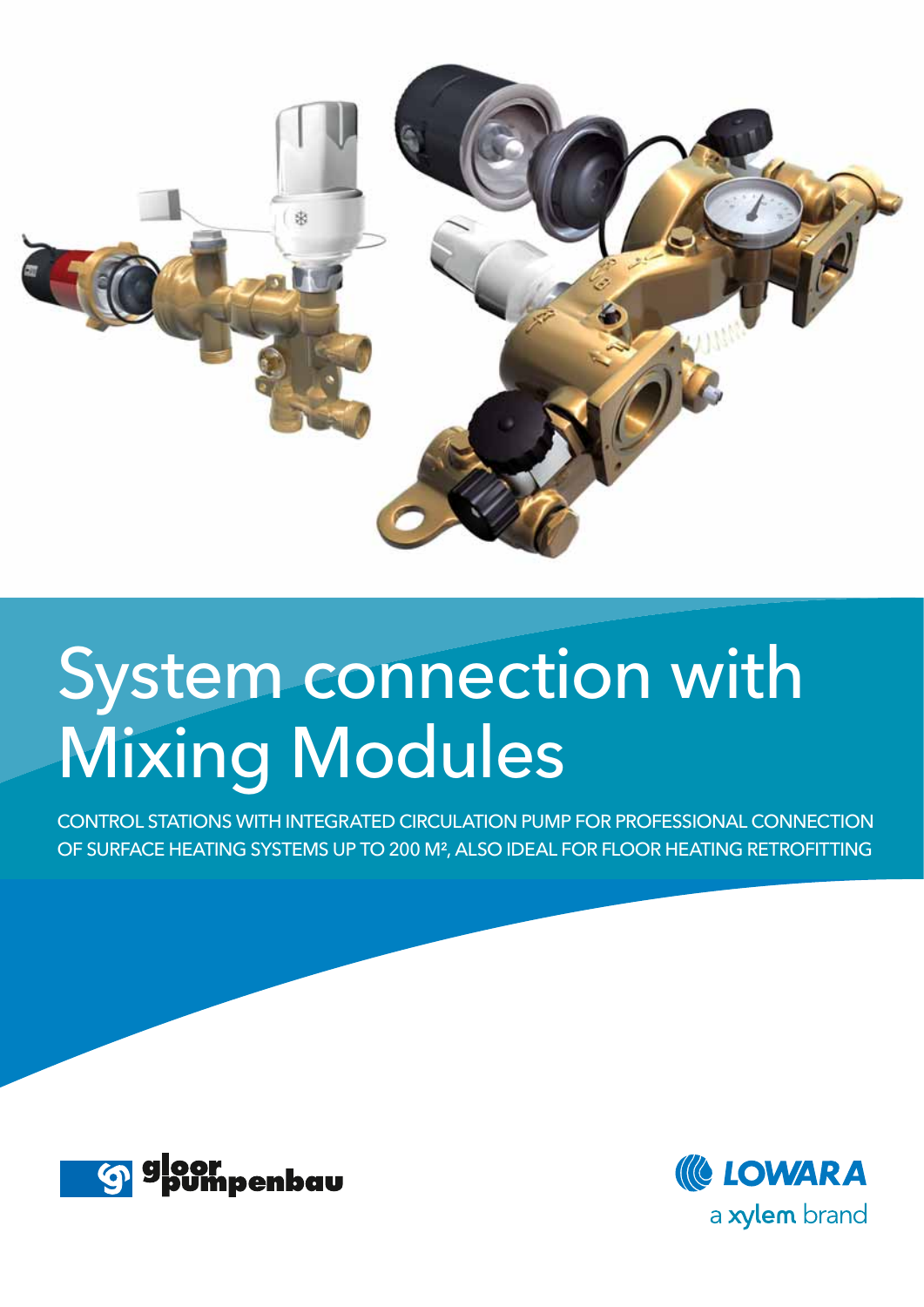# System connection with Mixing Modules

CONTROL STATIONS WITH INTEGRATED CIRCULATION PUMP FOR PROFESSIONAL CONNECTION OF SURFACE HEATING SYSTEMS UP TO 200 M², ALSO IDEAL FOR FLOOR HEATING RETROFITTING

gloor pumpenbau

LOWARA
a xylem brand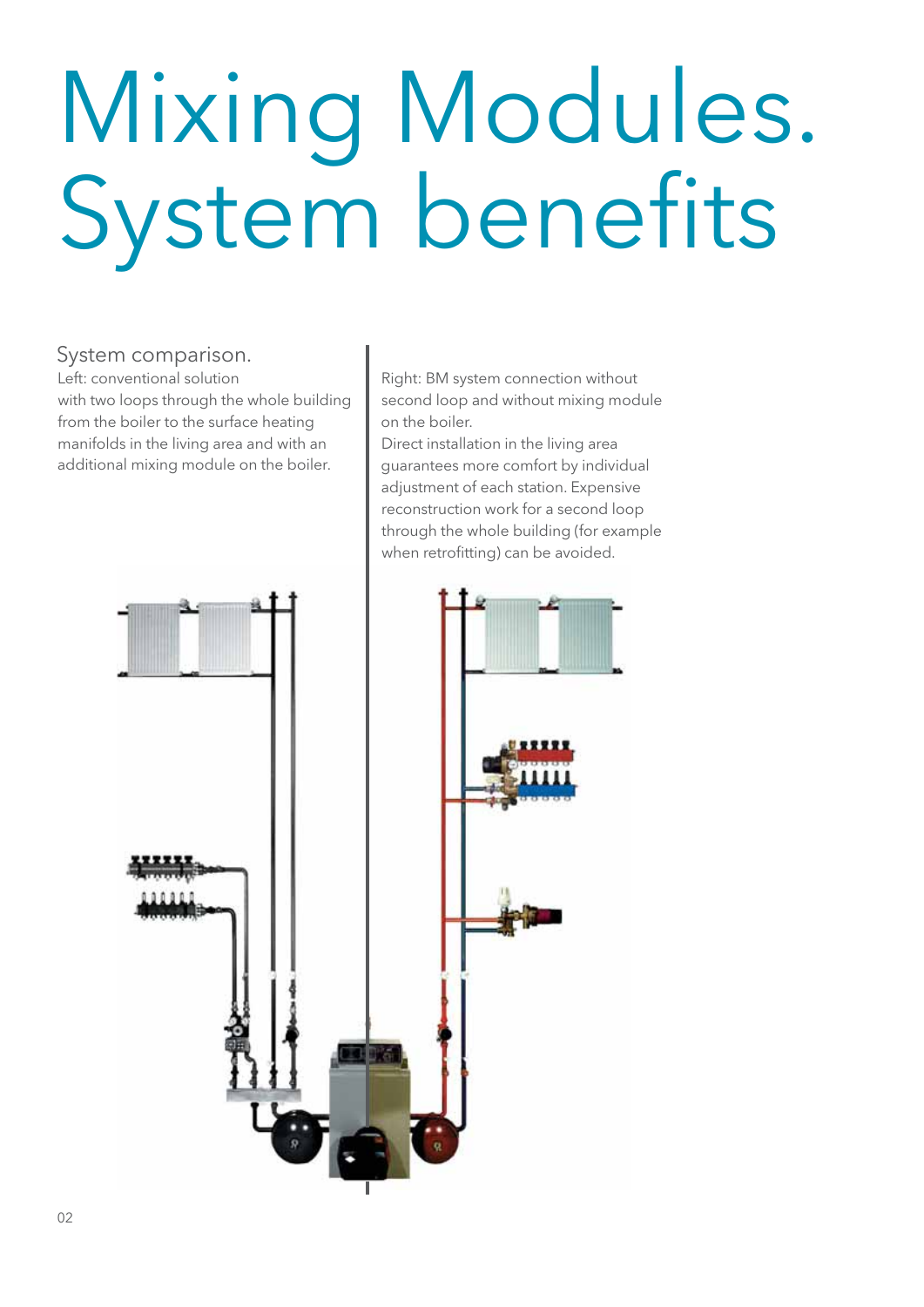# Mixing Modules. System benefits

## System comparison.

Left: conventional solution with two loops through the whole building from the boiler to the surface heating manifolds in the living area and with an additional mixing module on the boiler.

Right: BM system connection without second loop and without mixing module on the boiler.
Direct installation in the living area guarantees more comfort by individual adjustment of each station. Expensive reconstruction work for a second loop through the whole building (for example when retrofitting) can be avoided.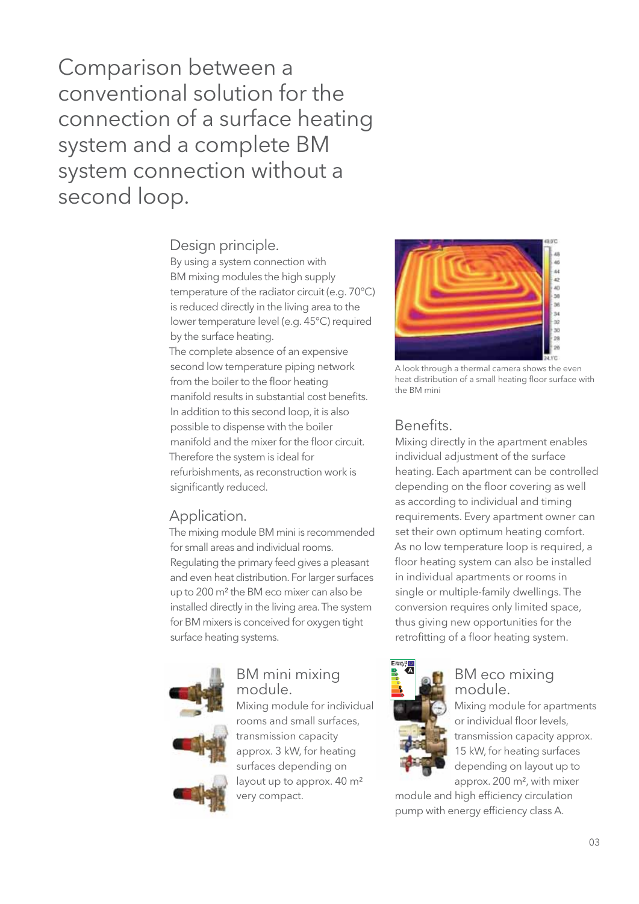# Comparison between a conventional solution for the connection of a surface heating system and a complete BM system connection without a second loop.

## Design principle.

By using a system connection with BM mixing modules the high supply temperature of the radiator circuit (e.g. 70°C) is reduced directly in the living area to the lower temperature level (e.g. 45°C) required by the surface heating.
The complete absence of an expensive second low temperature piping network from the boiler to the floor heating manifold results in substantial cost benefits. In addition to this second loop, it is also possible to dispense with the boiler manifold and the mixer for the floor circuit. Therefore the system is ideal for refurbishments, as reconstruction work is significantly reduced.

## Application.

The mixing module BM mini is recommended for small areas and individual rooms. Regulating the primary feed gives a pleasant and even heat distribution. For larger surfaces up to 200 m² the BM eco mixer can also be installed directly in the living area. The system for BM mixers is conceived for oxygen tight surface heating systems.

A look through a thermal camera shows the even heat distribution of a small heating floor surface with the BM mini

## Benefits.

Mixing directly in the apartment enables individual adjustment of the surface heating. Each apartment can be controlled depending on the floor covering as well as according to individual and timing requirements. Every apartment owner can set their own optimum heating comfort. As no low temperature loop is required, a floor heating system can also be installed in individual apartments or rooms in single or multiple-family dwellings. The conversion requires only limited space, thus giving new opportunities for the retrofitting of a floor heating system.

## BM mini mixing module.

Mixing module for individual rooms and small surfaces, transmission capacity approx. 3 kW, for heating surfaces depending on layout up to approx. 40 m² very compact.

## BM eco mixing module.

Mixing module for apartments or individual floor levels, transmission capacity approx. 15 kW, for heating surfaces depending on layout up to approx. 200 m², with mixer module and high efficiency circulation pump with energy efficiency class A.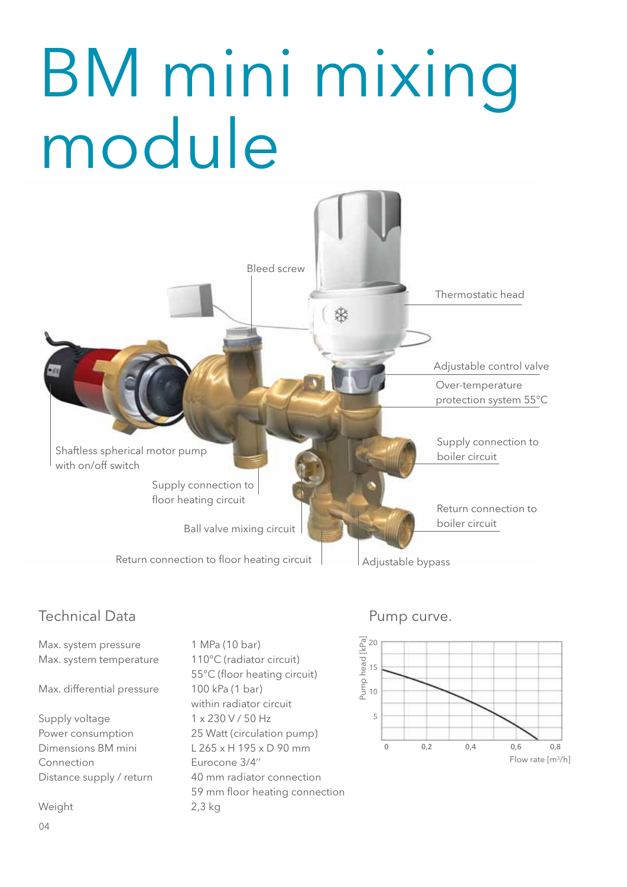# BM mini mixing module

Bleed screw

Thermostatic head

Adjustable control valve

Over-temperature protection system 55°C

Supply connection to boiler circuit

Return connection to boiler circuit

Adjustable bypass

Return connection to floor heating circuit

Ball valve mixing circuit

Supply connection to floor heating circuit

Shaftless spherical motor pump with on/off switch

## Technical Data

| | |
|---|---|
| Max. system pressure | 1 MPa (10 bar) |
| Max. system temperature | 110°C (radiator circuit) |
| | 55°C (floor heating circuit) |
| Max. differential pressure | 100 kPa (1 bar) within radiator circuit |
| Supply voltage | 1 x 230 V / 50 Hz |
| Power consumption | 25 Watt (circulation pump) |
| Dimensions BM mini | L 265 x H 195 x D 90 mm |
| Connection | Eurocone 3/4″ |
| Distance supply / return | 40 mm radiator connection |
| | 59 mm floor heating connection |
| Weight | 2,3 kg |

## Pump curve.

Pump head [kPa]: 5, 10, 15, 20

Flow rate [m³/h]: 0, 0,2, 0,4, 0,6, 0,8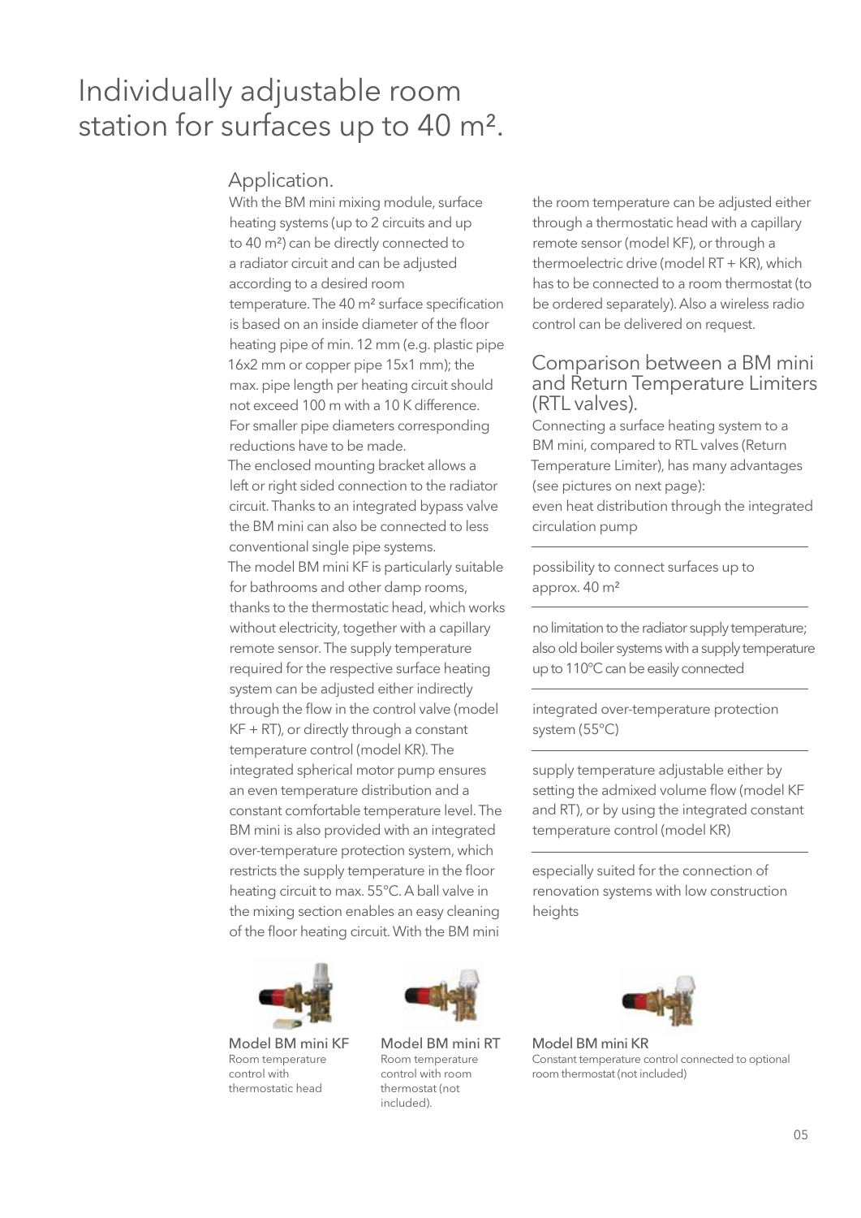# Individually adjustable room station for surfaces up to 40 m².

## Application.

With the BM mini mixing module, surface heating systems (up to 2 circuits and up to 40 m²) can be directly connected to a radiator circuit and can be adjusted according to a desired room temperature. The 40 m² surface specification is based on an inside diameter of the floor heating pipe of min. 12 mm (e.g. plastic pipe 16x2 mm or copper pipe 15x1 mm); the max. pipe length per heating circuit should not exceed 100 m with a 10 K difference. For smaller pipe diameters corresponding reductions have to be made.

The enclosed mounting bracket allows a left or right sided connection to the radiator circuit. Thanks to an integrated bypass valve the BM mini can also be connected to less conventional single pipe systems.

The model BM mini KF is particularly suitable for bathrooms and other damp rooms, thanks to the thermostatic head, which works without electricity, together with a capillary remote sensor. The supply temperature required for the respective surface heating system can be adjusted either indirectly through the flow in the control valve (model KF + RT), or directly through a constant temperature control (model KR). The integrated spherical motor pump ensures an even temperature distribution and a constant comfortable temperature level. The BM mini is also provided with an integrated over-temperature protection system, which restricts the supply temperature in the floor heating circuit to max. 55°C. A ball valve in the mixing section enables an easy cleaning of the floor heating circuit. With the BM mini the room temperature can be adjusted either through a thermostatic head with a capillary remote sensor (model KF), or through a thermoelectric drive (model RT + KR), which has to be connected to a room thermostat (to be ordered separately). Also a wireless radio control can be delivered on request.

## Comparison between a BM mini and Return Temperature Limiters (RTL valves).

Connecting a surface heating system to a BM mini, compared to RTL valves (Return Temperature Limiter), has many advantages (see pictures on next page):

- even heat distribution through the integrated circulation pump
- possibility to connect surfaces up to approx. 40 m²
- no limitation to the radiator supply temperature; also old boiler systems with a supply temperature up to 110°C can be easily connected
- integrated over-temperature protection system (55°C)
- supply temperature adjustable either by setting the admixed volume flow (model KF and RT), or by using the integrated constant temperature control (model KR)
- especially suited for the connection of renovation systems with low construction heights

**Model BM mini KF**
Room temperature control with thermostatic head

**Model BM mini RT**
Room temperature control with room thermostat (not included).

**Model BM mini KR**
Constant temperature control connected to optional room thermostat (not included)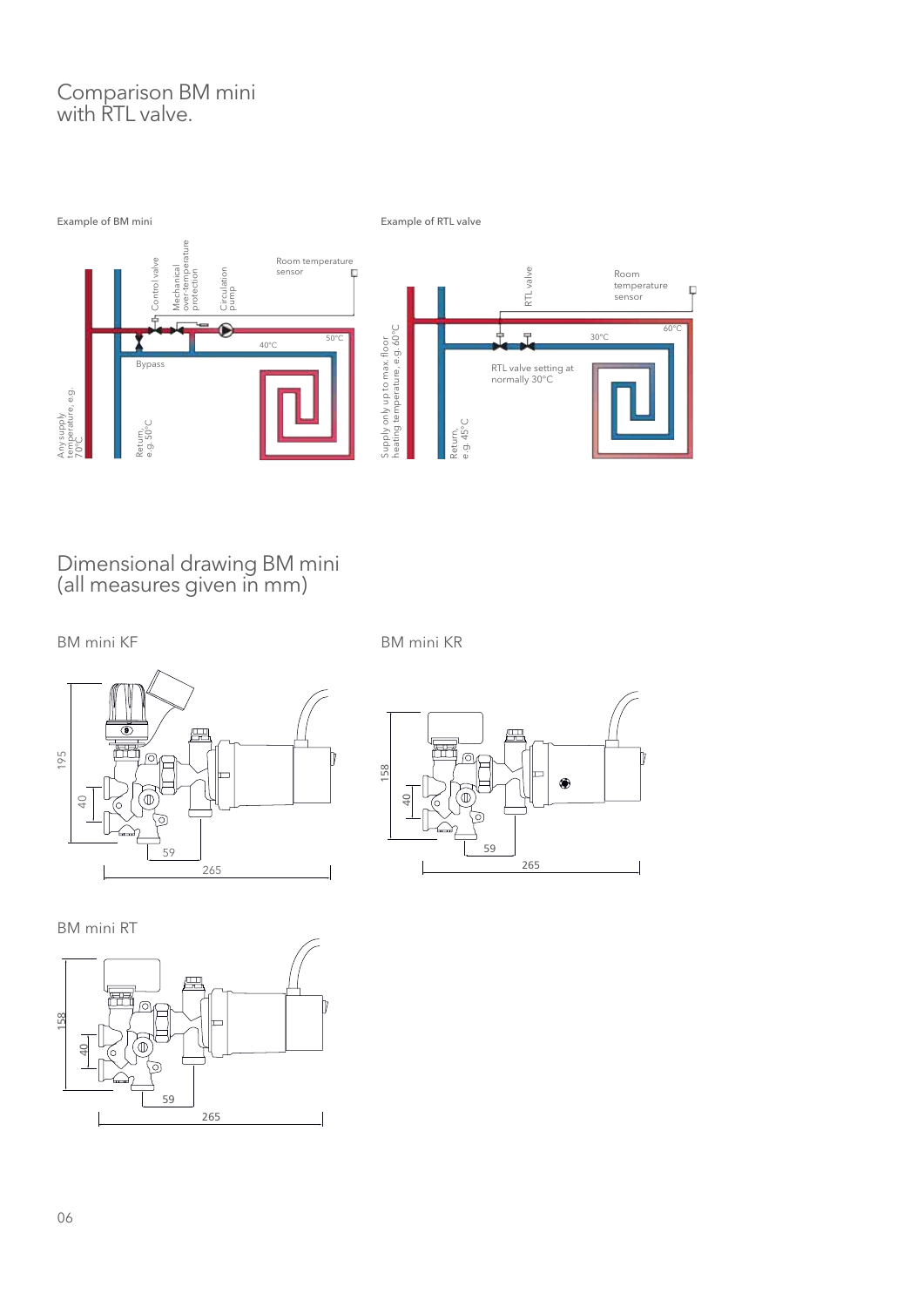# Comparison BM mini with RTL valve.

Example of BM mini

Control valve

Mechanical over-temperature protection

Circulation pump

Room temperature sensor

40°C

50°C

Bypass

Any supply temperature, e.g. 70°C

Return, e.g. 50°C

Example of RTL valve

RTL valve

Room temperature sensor

30°C

60°C

RTL valve setting at normally 30°C

Supply only up to max. floor heating temperature, e.g. 60°C

Return, e.g. 45°C

# Dimensional drawing BM mini (all measures given in mm)

BM mini KF

195

40

59

265

BM mini KR

158

40

59

265

BM mini RT

158

40

59

265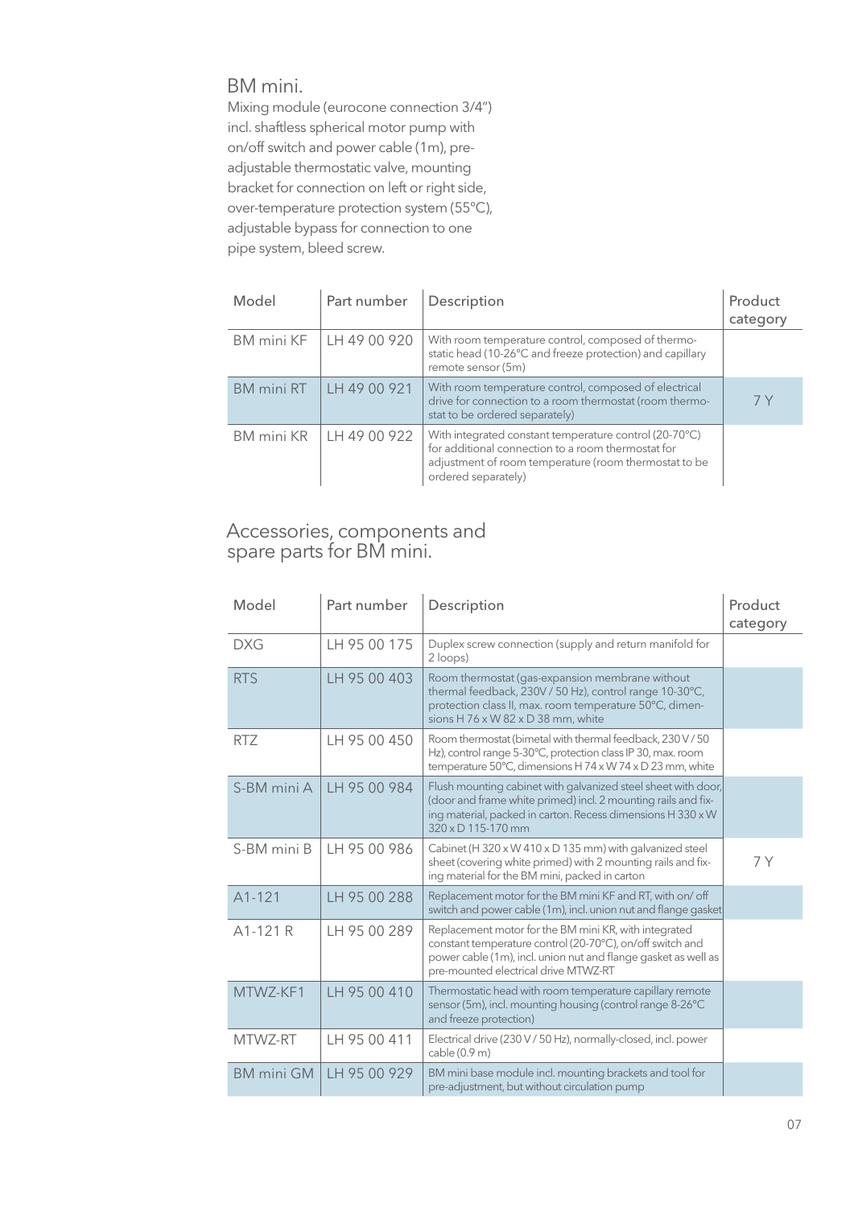## BM mini.

Mixing module (eurocone connection 3/4") incl. shaftless spherical motor pump with on/off switch and power cable (1m), pre-adjustable thermostatic valve, mounting bracket for connection on left or right side, over-temperature protection system (55°C), adjustable bypass for connection to one pipe system, bleed screw.

| Model | Part number | Description | Product category |
|---|---|---|---|
| BM mini KF | LH 49 00 920 | With room temperature control, composed of thermostatic head (10-26°C and freeze protection) and capillary remote sensor (5m) | |
| BM mini RT | LH 49 00 921 | With room temperature control, composed of electrical drive for connection to a room thermostat (room thermostat to be ordered separately) | 7 Y |
| BM mini KR | LH 49 00 922 | With integrated constant temperature control (20-70°C) for additional connection to a room thermostat for adjustment of room temperature (room thermostat to be ordered separately) | |

## Accessories, components and spare parts for BM mini.

| Model | Part number | Description | Product category |
|---|---|---|---|
| DXG | LH 95 00 175 | Duplex screw connection (supply and return manifold for 2 loops) | |
| RTS | LH 95 00 403 | Room thermostat (gas-expansion membrane without thermal feedback, 230V / 50 Hz), control range 10-30°C, protection class II, max. room temperature 50°C, dimensions H 76 x W 82 x D 38 mm, white | |
| RTZ | LH 95 00 450 | Room thermostat (bimetal with thermal feedback, 230 V / 50 Hz), control range 5-30°C, protection class IP 30, max. room temperature 50°C, dimensions H 74 x W 74 x D 23 mm, white | |
| S-BM mini A | LH 95 00 984 | Flush mounting cabinet with galvanized steel sheet with door, (door and frame white primed) incl. 2 mounting rails and fixing material, packed in carton. Recess dimensions H 330 x W 320 x D 115-170 mm | |
| S-BM mini B | LH 95 00 986 | Cabinet (H 320 x W 410 x D 135 mm) with galvanized steel sheet (covering white primed) with 2 mounting rails and fixing material for the BM mini, packed in carton | 7 Y |
| A1-121 | LH 95 00 288 | Replacement motor for the BM mini KF and RT, with on/ off switch and power cable (1m), incl. union nut and flange gasket | |
| A1-121 R | LH 95 00 289 | Replacement motor for the BM mini KR, with integrated constant temperature control (20-70°C), on/off switch and power cable (1m), incl. union nut and flange gasket as well as pre-mounted electrical drive MTWZ-RT | |
| MTWZ-KF1 | LH 95 00 410 | Thermostatic head with room temperature capillary remote sensor (5m), incl. mounting housing (control range 8-26°C and freeze protection) | |
| MTWZ-RT | LH 95 00 411 | Electrical drive (230 V / 50 Hz), normally-closed, incl. power cable (0.9 m) | |
| BM mini GM | LH 95 00 929 | BM mini base module incl. mounting brackets and tool for pre-adjustment, but without circulation pump | |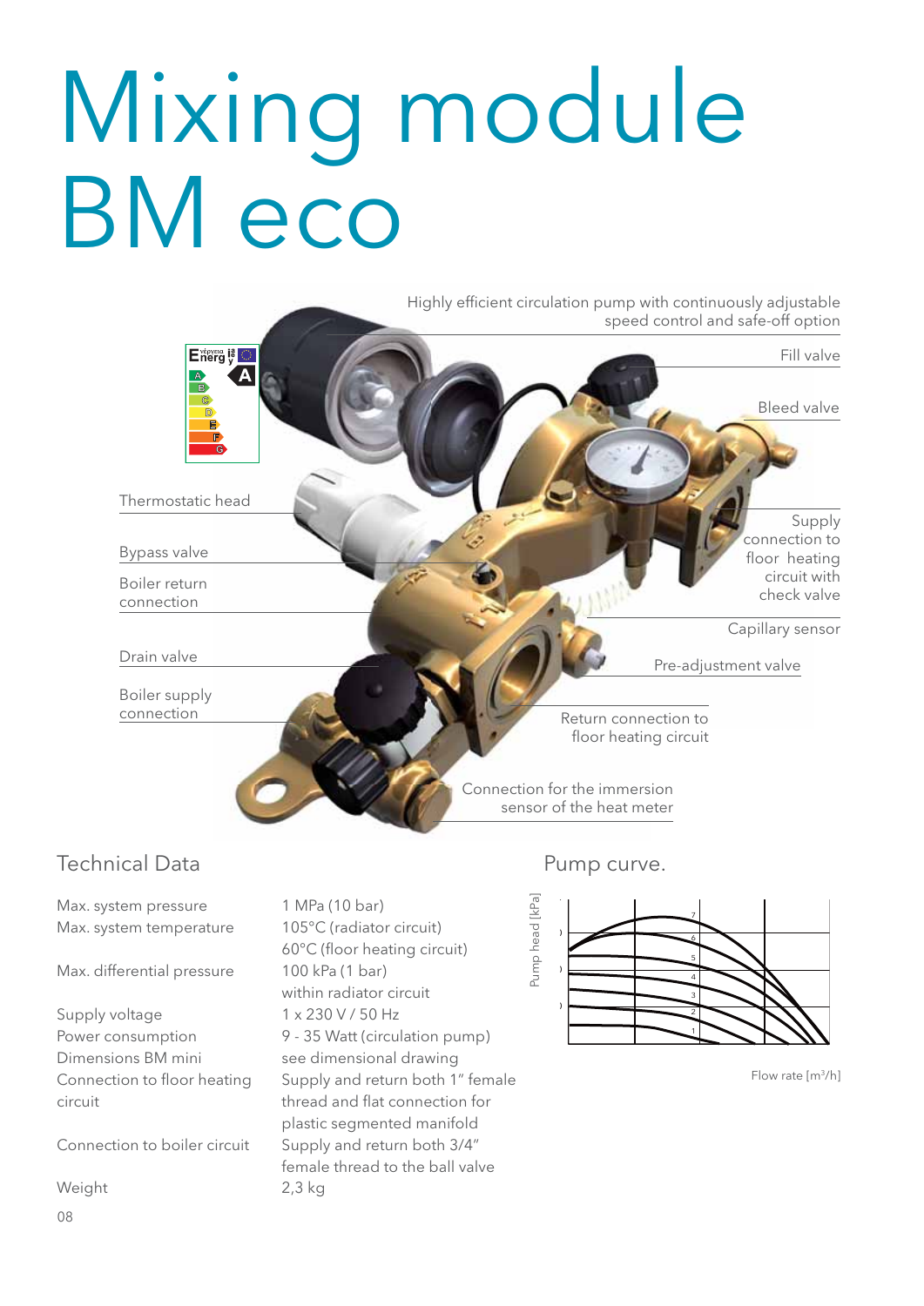# Mixing module BM eco

Highly efficient circulation pump with continuously adjustable speed control and safe-off option

Fill valve

Bleed valve

Thermostatic head

Bypass valve

Boiler return connection

Supply connection to floor heating circuit with check valve

Capillary sensor

Drain valve

Pre-adjustment valve

Boiler supply connection

Return connection to floor heating circuit

Connection for the immersion sensor of the heat meter

## Technical Data

| | |
|---|---|
| Max. system pressure | 1 MPa (10 bar) |
| Max. system temperature | 105°C (radiator circuit)<br>60°C (floor heating circuit) |
| Max. differential pressure | 100 kPa (1 bar)<br>within radiator circuit |
| Supply voltage | 1 x 230 V / 50 Hz |
| Power consumption | 9 - 35 Watt (circulation pump) |
| Dimensions BM mini | see dimensional drawing |
| Connection to floor heating circuit | Supply and return both 1" female thread and flat connection for plastic segmented manifold |
| Connection to boiler circuit | Supply and return both 3/4" female thread to the ball valve |
| Weight | 2,3 kg |

## Pump curve.

Pump head [kPa]

Flow rate [m³/h]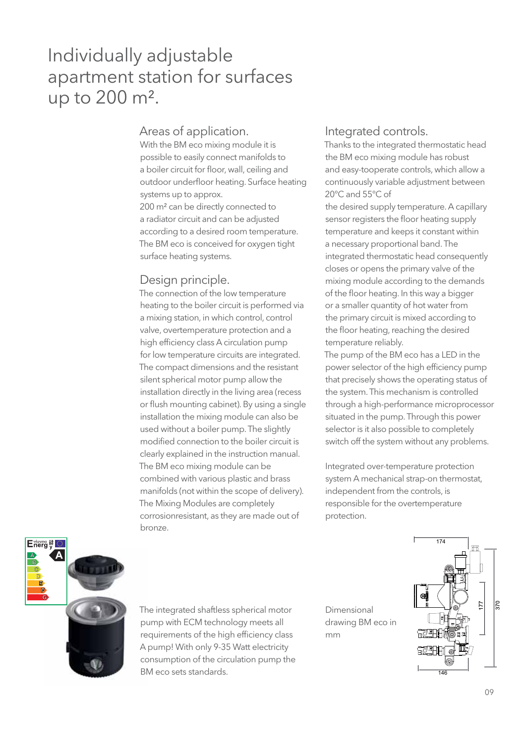# Individually adjustable apartment station for surfaces up to 200 m².

## Areas of application.

With the BM eco mixing module it is possible to easily connect manifolds to a boiler circuit for floor, wall, ceiling and outdoor underfloor heating. Surface heating systems up to approx.
200 m² can be directly connected to a radiator circuit and can be adjusted according to a desired room temperature. The BM eco is conceived for oxygen tight surface heating systems.

## Design principle.

The connection of the low temperature heating to the boiler circuit is performed via a mixing station, in which control, control valve, overtemperature protection and a high efficiency class A circulation pump for low temperature circuits are integrated. The compact dimensions and the resistant silent spherical motor pump allow the installation directly in the living area (recess or flush mounting cabinet). By using a single installation the mixing module can also be used without a boiler pump. The slightly modified connection to the boiler circuit is clearly explained in the instruction manual. The BM eco mixing module can be combined with various plastic and brass manifolds (not within the scope of delivery). The Mixing Modules are completely corrosionresistant, as they are made out of bronze.

## Integrated controls.

Thanks to the integrated thermostatic head the BM eco mixing module has robust and easy-tooperate controls, which allow a continuously variable adjustment between 20°C and 55°C of
the desired supply temperature. A capillary sensor registers the floor heating supply temperature and keeps it constant within a necessary proportional band. The integrated thermostatic head consequently closes or opens the primary valve of the mixing module according to the demands of the floor heating. In this way a bigger or a smaller quantity of hot water from the primary circuit is mixed according to the floor heating, reaching the desired temperature reliably.
The pump of the BM eco has a LED in the power selector of the high efficiency pump that precisely shows the operating status of the system. This mechanism is controlled through a high-performance microprocessor situated in the pump. Through this power selector is it also possible to completely switch off the system without any problems.

Integrated over-temperature protection system A mechanical strap-on thermostat, independent from the controls, is responsible for the overtemperature protection.

The integrated shaftless spherical motor pump with ECM technology meets all requirements of the high efficiency class A pump! With only 9-35 Watt electricity consumption of the circulation pump the BM eco sets standards.

Dimensional drawing BM eco in mm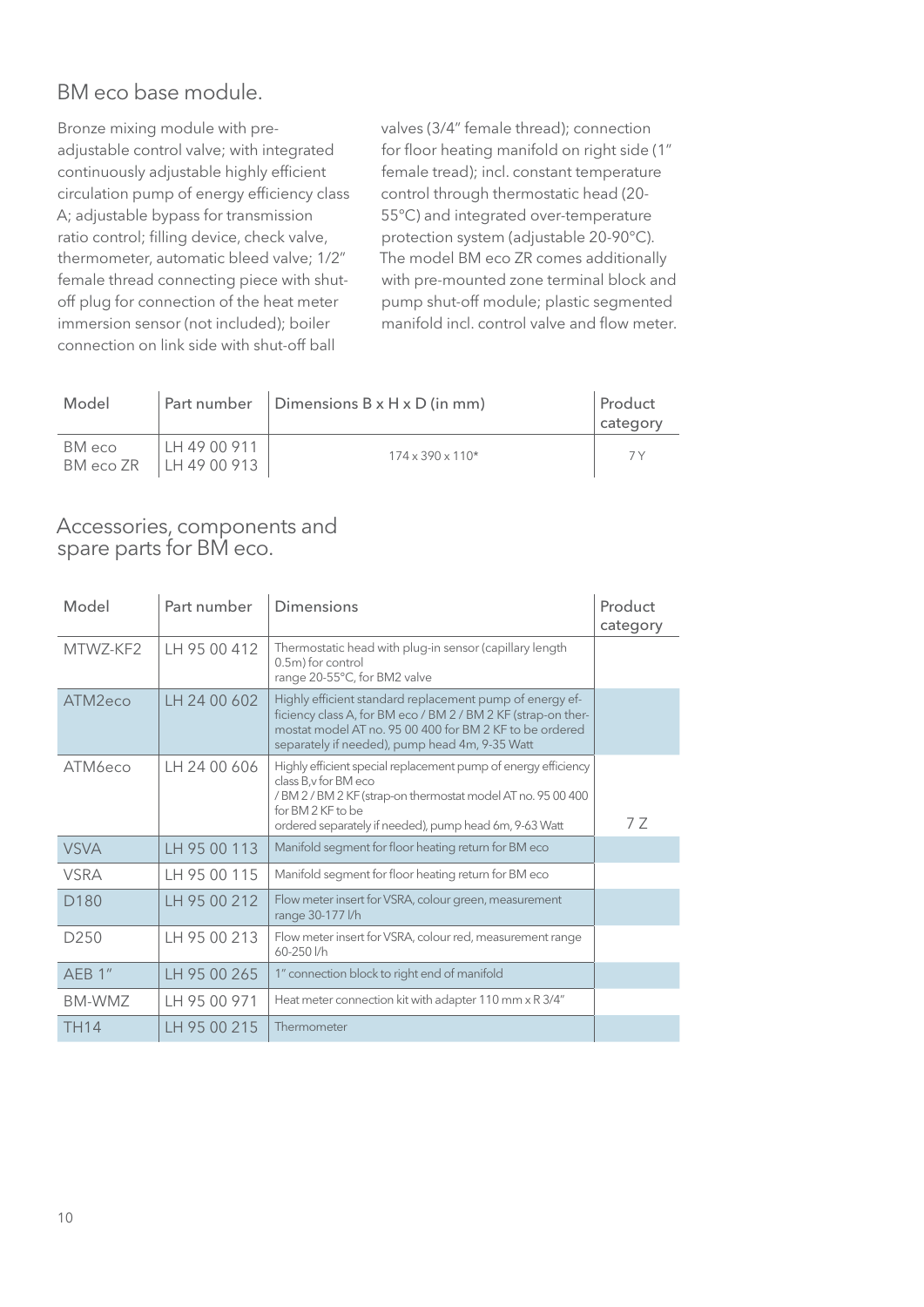## BM eco base module.

Bronze mixing module with pre-adjustable control valve; with integrated continuously adjustable highly efficient circulation pump of energy efficiency class A; adjustable bypass for transmission ratio control; filling device, check valve, thermometer, automatic bleed valve; 1/2" female thread connecting piece with shut-off plug for connection of the heat meter immersion sensor (not included); boiler connection on link side with shut-off ball valves (3/4" female thread); connection for floor heating manifold on right side (1" female tread); incl. constant temperature control through thermostatic head (20-55°C) and integrated over-temperature protection system (adjustable 20-90°C). The model BM eco ZR comes additionally with pre-mounted zone terminal block and pump shut-off module; plastic segmented manifold incl. control valve and flow meter.

| Model | Part number | Dimensions B x H x D (in mm) | Product category |
|---|---|---|---|
| BM eco<br>BM eco ZR | LH 49 00 911<br>LH 49 00 913 | 174 x 390 x 110* | 7 Y |

## Accessories, components and spare parts for BM eco.

| Model | Part number | Dimensions | Product category |
|---|---|---|---|
| MTWZ-KF2 | LH 95 00 412 | Thermostatic head with plug-in sensor (capillary length 0.5m) for control range 20-55°C, for BM2 valve | |
| ATM2eco | LH 24 00 602 | Highly efficient standard replacement pump of energy efficiency class A, for BM eco / BM 2 / BM 2 KF (strap-on thermostat model AT no. 95 00 400 for BM 2 KF to be ordered separately if needed), pump head 4m, 9-35 Watt | |
| ATM6eco | LH 24 00 606 | Highly efficient special replacement pump of energy efficiency class B,v for BM eco / BM 2 / BM 2 KF (strap-on thermostat model AT no. 95 00 400 for BM 2 KF to be ordered separately if needed), pump head 6m, 9-63 Watt | 7 Z |
| VSVA | LH 95 00 113 | Manifold segment for floor heating return for BM eco | |
| VSRA | LH 95 00 115 | Manifold segment for floor heating return for BM eco | |
| D180 | LH 95 00 212 | Flow meter insert for VSRA, colour green, measurement range 30-177 l/h | |
| D250 | LH 95 00 213 | Flow meter insert for VSRA, colour red, measurement range 60-250 l/h | |
| AEB 1" | LH 95 00 265 | 1" connection block to right end of manifold | |
| BM-WMZ | LH 95 00 971 | Heat meter connection kit with adapter 110 mm x R 3/4" | |
| TH14 | LH 95 00 215 | Thermometer | |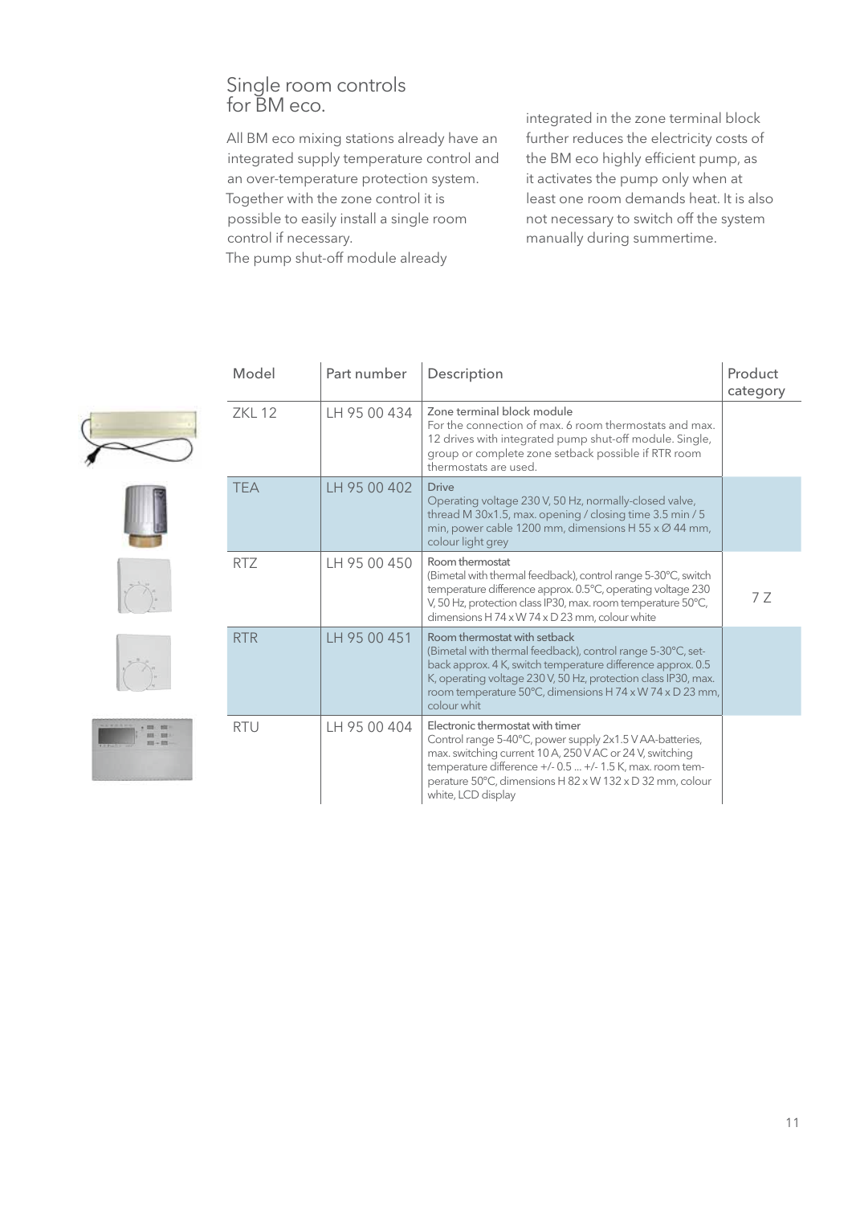## Single room controls for BM eco.

All BM eco mixing stations already have an integrated supply temperature control and an over-temperature protection system. Together with the zone control it is possible to easily install a single room control if necessary.
The pump shut-off module already integrated in the zone terminal block further reduces the electricity costs of the BM eco highly efficient pump, as it activates the pump only when at least one room demands heat. It is also not necessary to switch off the system manually during summertime.

| Model | Part number | Description | Product category |
| --- | --- | --- | --- |
| ZKL 12 | LH 95 00 434 | Zone terminal block module<br>For the connection of max. 6 room thermostats and max. 12 drives with integrated pump shut-off module. Single, group or complete zone setback possible if RTR room thermostats are used. | |
| TEA | LH 95 00 402 | Drive<br>Operating voltage 230 V, 50 Hz, normally-closed valve, thread M 30x1.5, max. opening / closing time 3.5 min / 5 min, power cable 1200 mm, dimensions H 55 x Ø 44 mm, colour light grey | |
| RTZ | LH 95 00 450 | Room thermostat<br>(Bimetal with thermal feedback), control range 5-30°C, switch temperature difference approx. 0.5°C, operating voltage 230 V, 50 Hz, protection class IP30, max. room temperature 50°C, dimensions H 74 x W 74 x D 23 mm, colour white | 7 Z |
| RTR | LH 95 00 451 | Room thermostat with setback<br>(Bimetal with thermal feedback), control range 5-30°C, set-back approx. 4 K, switch temperature difference approx. 0.5 K, operating voltage 230 V, 50 Hz, protection class IP30, max. room temperature 50°C, dimensions H 74 x W 74 x D 23 mm, colour whit | |
| RTU | LH 95 00 404 | Electronic thermostat with timer<br>Control range 5-40°C, power supply 2x1.5 V AA-batteries, max. switching current 10 A, 250 V AC or 24 V, switching temperature difference +/- 0.5 ... +/- 1.5 K, max. room temperature 50°C, dimensions H 82 x W 132 x D 32 mm, colour white, LCD display | |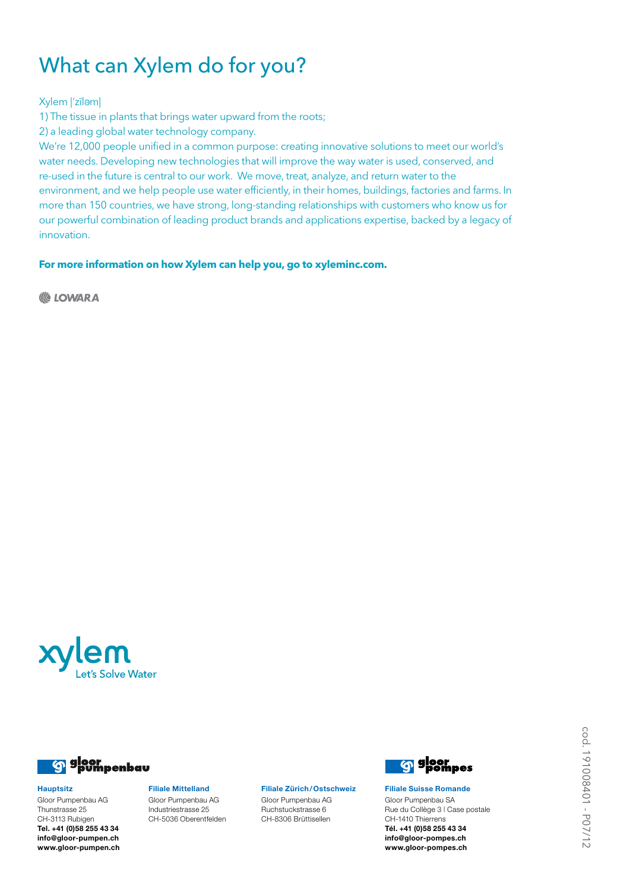# What can Xylem do for you?

Xylem |'zīləm|

1) The tissue in plants that brings water upward from the roots;

2) a leading global water technology company.

We're 12,000 people unified in a common purpose: creating innovative solutions to meet our world's water needs. Developing new technologies that will improve the way water is used, conserved, and re-used in the future is central to our work. We move, treat, analyze, and return water to the environment, and we help people use water efficiently, in their homes, buildings, factories and farms. In more than 150 countries, we have strong, long-standing relationships with customers who know us for our powerful combination of leading product brands and applications expertise, backed by a legacy of innovation.

**For more information on how Xylem can help you, go to xyleminc.com.**

LOWARA

xylem
Let's Solve Water

gloor pumpenbau

**Hauptsitz**
Gloor Pumpenbau AG
Thunstrasse 25
CH-3113 Rubigen
**Tel. +41 (0)58 255 43 34**
**info@gloor-pumpen.ch**
**www.gloor-pumpen.ch**

**Filiale Mittelland**
Gloor Pumpenbau AG
Industriestrasse 25
CH-5036 Oberentfelden

**Filiale Zürich/Ostschweiz**
Gloor Pumpenbau AG
Ruchstuckstrasse 6
CH-8306 Brüttisellen

gloor pompes

**Filiale Suisse Romande**
Gloor Pumpenbau SA
Rue du Collège 3 | Case postale
CH-1410 Thierrens
**Tél. +41 (0)58 255 43 34**
**info@gloor-pompes.ch**
**www.gloor-pompes.ch**

cod. 191008401 - P07/12